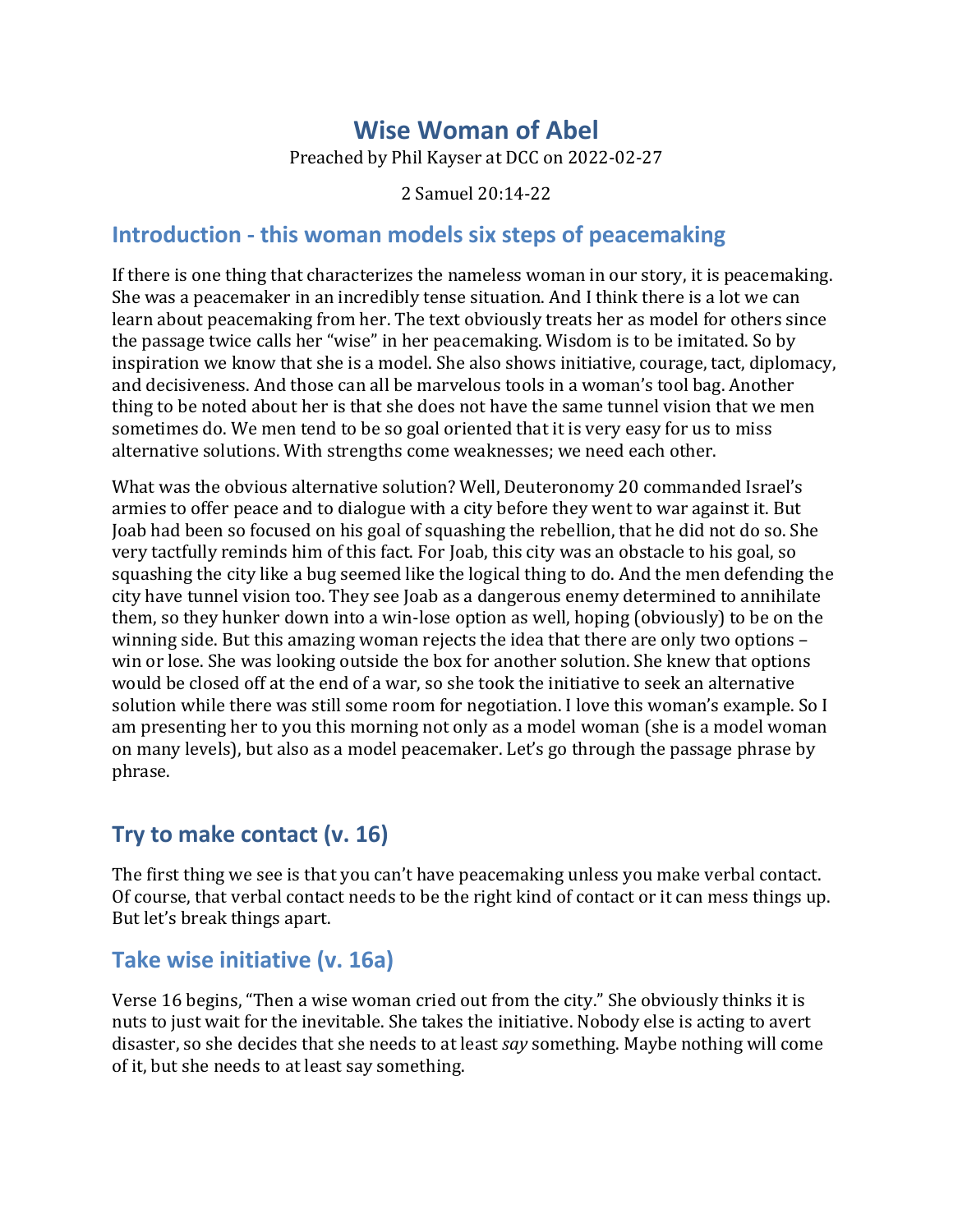# Wise Woman of Abel

Preached by Phil Kayser at DCC on 2022-02-27

2 Samuel 20:14-22

## Introduction - this woman models six steps of peacemaking

If there is one thing that characterizes the nameless woman in our story, it is peacemaking. She was a peacemaker in an incredibly tense situation. And I think there is a lot we can learn about peacemaking from her. The text obviously treats her as model for others since the passage twice calls her "wise" in her peacemaking. Wisdom is to be imitated. So by inspiration we know that she is a model. She also shows initiative, courage, tact, diplomacy, and decisiveness. And those can all be marvelous tools in a woman's tool bag. Another thing to be noted about her is that she does not have the same tunnel vision that we men sometimes do. We men tend to be so goal oriented that it is very easy for us to miss alternative solutions. With strengths come weaknesses; we need each other.

What was the obvious alternative solution? Well, Deuteronomy 20 commanded Israel's armies to offer peace and to dialogue with a city before they went to war against it. But Joab had been so focused on his goal of squashing the rebellion, that he did not do so. She very tactfully reminds him of this fact. For Joab, this city was an obstacle to his goal, so squashing the city like a bug seemed like the logical thing to do. And the men defending the city have tunnel vision too. They see Joab as a dangerous enemy determined to annihilate them, so they hunker down into a win-lose option as well, hoping (obviously) to be on the winning side. But this amazing woman rejects the idea that there are only two options – win or lose. She was looking outside the box for another solution. She knew that options would be closed off at the end of a war, so she took the initiative to seek an alternative solution while there was still some room for negotiation. I love this woman's example. So I am presenting her to you this morning not only as a model woman (she is a model woman on many levels), but also as a model peacemaker. Let's go through the passage phrase by phrase.

## Try to make contact (v. 16)

The first thing we see is that you can't have peacemaking unless you make verbal contact. Of course, that verbal contact needs to be the right kind of contact or it can mess things up. But let's break things apart.

### Take wise initiative (v. 16a)

Verse 16 begins, "Then a wise woman cried out from the city." She obviously thinks it is nuts to just wait for the inevitable. She takes the initiative. Nobody else is acting to avert disaster, so she decides that she needs to at least *say* something. Maybe nothing will come of it, but she needs to at least say something.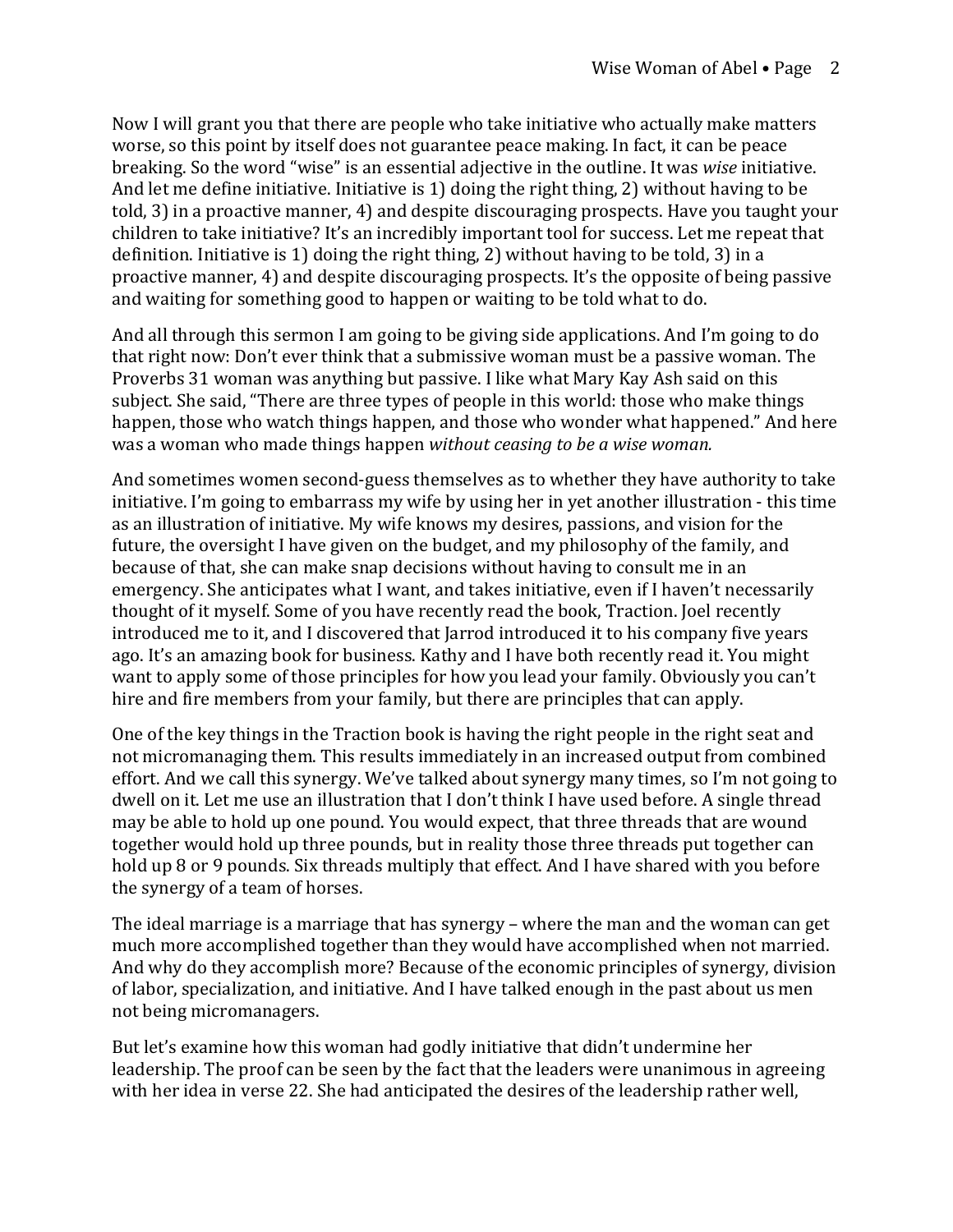Now I will grant you that there are people who take initiative who actually make matters worse, so this point by itself does not guarantee peace making. In fact, it can be peace breaking. So the word "wise" is an essential adjective in the outline. It was *wise* initiative. And let me define initiative. Initiative is 1) doing the right thing, 2) without having to be told, 3) in a proactive manner, 4) and despite discouraging prospects. Have you taught your children to take initiative? It's an incredibly important tool for success. Let me repeat that definition. Initiative is 1) doing the right thing, 2) without having to be told, 3) in a proactive manner, 4) and despite discouraging prospects. It's the opposite of being passive and waiting for something good to happen or waiting to be told what to do.

And all through this sermon I am going to be giving side applications. And I'm going to do that right now: Don't ever think that a submissive woman must be a passive woman. The Proverbs 31 woman was anything but passive. I like what Mary Kay Ash said on this subject. She said, "There are three types of people in this world: those who make things happen, those who watch things happen, and those who wonder what happened." And here was a woman who made things happen *without ceasing to be a wise woman.*

And sometimes women second-guess themselves as to whether they have authority to take initiative. I'm going to embarrass my wife by using her in yet another illustration - this time as an illustration of initiative. My wife knows my desires, passions, and vision for the future, the oversight I have given on the budget, and my philosophy of the family, and because of that, she can make snap decisions without having to consult me in an emergency. She anticipates what I want, and takes initiative, even if I haven't necessarily thought of it myself. Some of you have recently read the book, Traction. Joel recently introduced me to it, and I discovered that Jarrod introduced it to his company five years ago. It's an amazing book for business. Kathy and I have both recently read it. You might want to apply some of those principles for how you lead your family. Obviously you can't hire and fire members from your family, but there are principles that can apply.

One of the key things in the Traction book is having the right people in the right seat and not micromanaging them. This results immediately in an increased output from combined effort. And we call this synergy. We've talked about synergy many times, so I'm not going to dwell on it. Let me use an illustration that I don't think I have used before. A single thread may be able to hold up one pound. You would expect, that three threads that are wound together would hold up three pounds, but in reality those three threads put together can hold up 8 or 9 pounds. Six threads multiply that effect. And I have shared with you before the synergy of a team of horses.

The ideal marriage is a marriage that has synergy – where the man and the woman can get much more accomplished together than they would have accomplished when not married. And why do they accomplish more? Because of the economic principles of synergy, division of labor, specialization, and initiative. And I have talked enough in the past about us men not being micromanagers.

But let's examine how this woman had godly initiative that didn't undermine her leadership. The proof can be seen by the fact that the leaders were unanimous in agreeing with her idea in verse 22. She had anticipated the desires of the leadership rather well,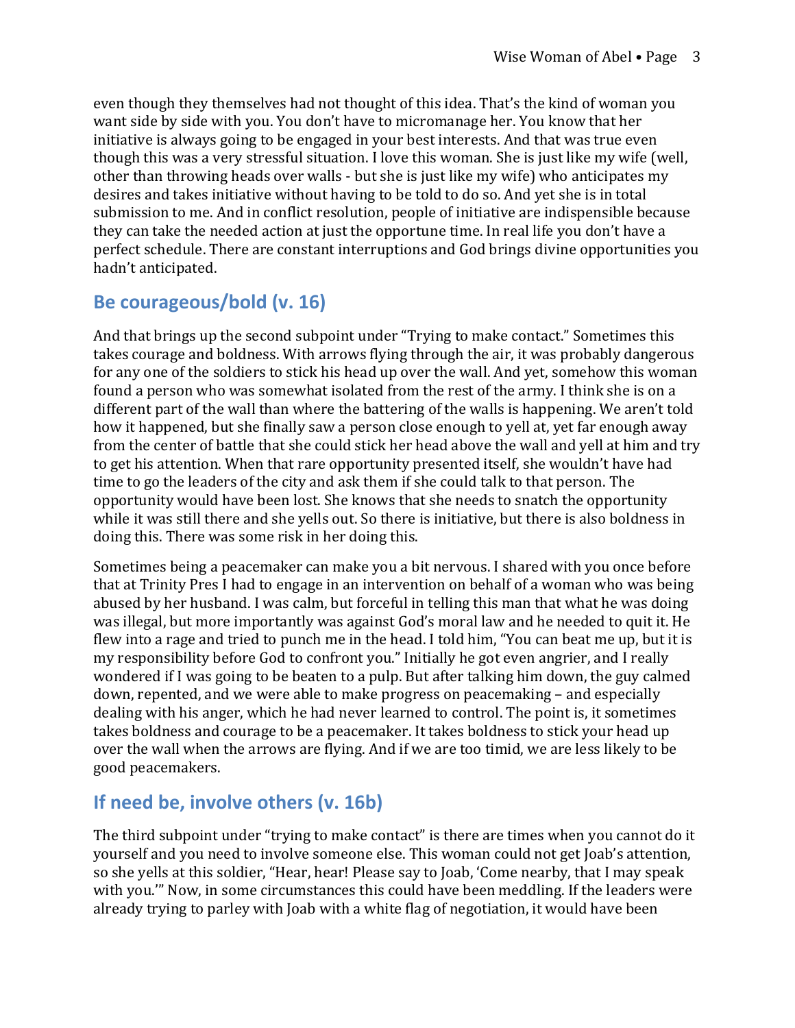even though they themselves had not thought of this idea. That's the kind of woman you want side by side with you. You don't have to micromanage her. You know that her initiative is always going to be engaged in your best interests. And that was true even though this was a very stressful situation. I love this woman. She is just like my wife (well, other than throwing heads over walls - but she is just like my wife) who anticipates my desires and takes initiative without having to be told to do so. And yet she is in total submission to me. And in conflict resolution, people of initiative are indispensible because they can take the needed action at just the opportune time. In real life you don't have a perfect schedule. There are constant interruptions and God brings divine opportunities you hadn't anticipated.

## Be courageous/bold (v. 16)

And that brings up the second subpoint under "Trying to make contact." Sometimes this takes courage and boldness. With arrows flying through the air, it was probably dangerous for any one of the soldiers to stick his head up over the wall. And yet, somehow this woman found a person who was somewhat isolated from the rest of the army. I think she is on a different part of the wall than where the battering of the walls is happening. We aren't told how it happened, but she finally saw a person close enough to yell at, yet far enough away from the center of battle that she could stick her head above the wall and yell at him and try to get his attention. When that rare opportunity presented itself, she wouldn't have had time to go the leaders of the city and ask them if she could talk to that person. The opportunity would have been lost. She knows that she needs to snatch the opportunity while it was still there and she yells out. So there is initiative, but there is also boldness in doing this. There was some risk in her doing this.

Sometimes being a peacemaker can make you a bit nervous. I shared with you once before that at Trinity Pres I had to engage in an intervention on behalf of a woman who was being abused by her husband. I was calm, but forceful in telling this man that what he was doing was illegal, but more importantly was against God's moral law and he needed to quit it. He flew into a rage and tried to punch me in the head. I told him, "You can beat me up, but it is my responsibility before God to confront you." Initially he got even angrier, and I really wondered if I was going to be beaten to a pulp. But after talking him down, the guy calmed down, repented, and we were able to make progress on peacemaking – and especially dealing with his anger, which he had never learned to control. The point is, it sometimes takes boldness and courage to be a peacemaker. It takes boldness to stick your head up over the wall when the arrows are flying. And if we are too timid, we are less likely to be good peacemakers.

## If need be, involve others (v. 16b)

The third subpoint under "trying to make contact" is there are times when you cannot do it yourself and you need to involve someone else. This woman could not get Joab's attention, so she yells at this soldier, "Hear, hear! Please say to Joab, 'Come nearby, that I may speak with you.'" Now, in some circumstances this could have been meddling. If the leaders were already trying to parley with Joab with a white flag of negotiation, it would have been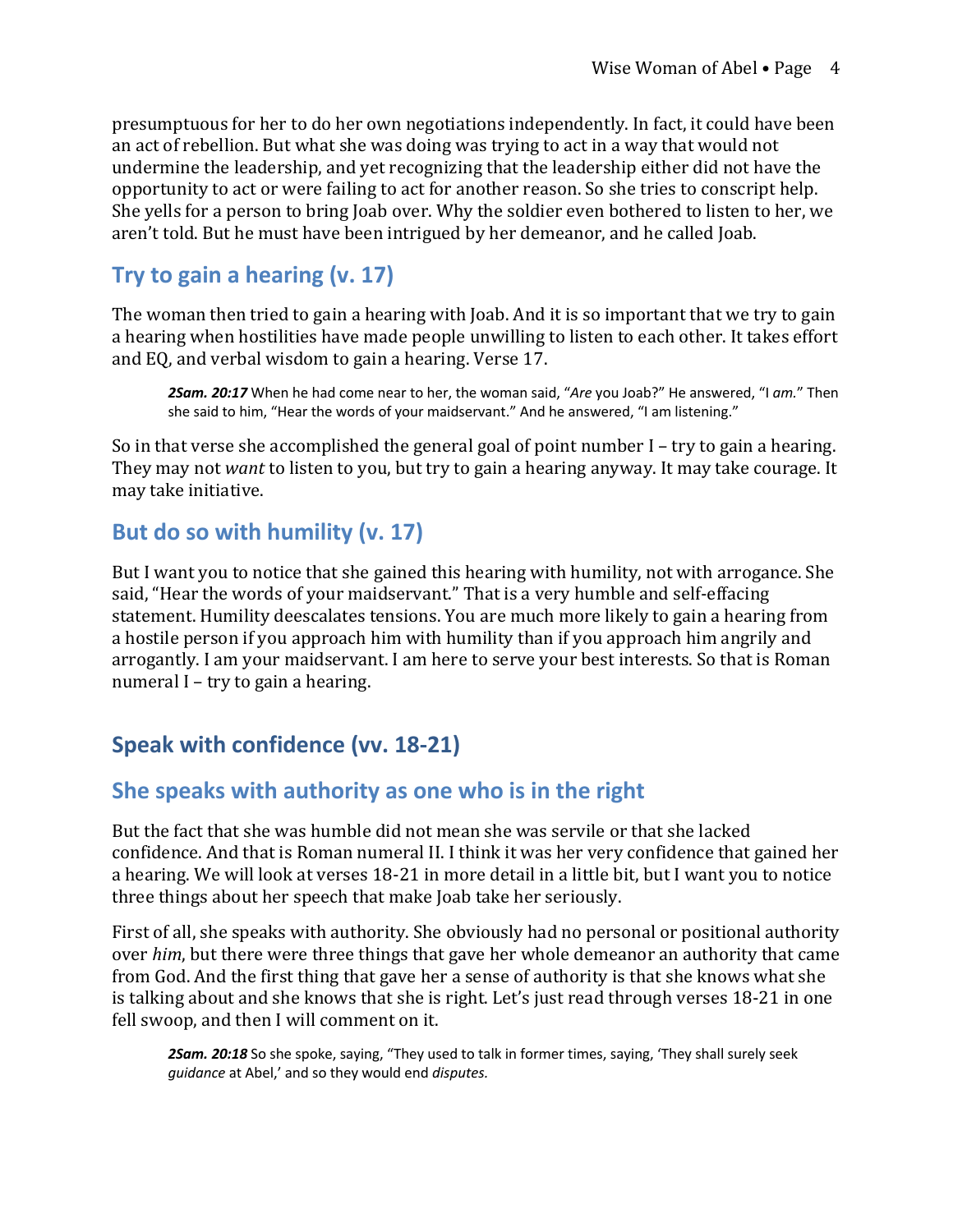presumptuous for her to do her own negotiations independently. In fact, it could have been an act of rebellion. But what she was doing was trying to act in a way that would not undermine the leadership, and yet recognizing that the leadership either did not have the opportunity to act or were failing to act for another reason. So she tries to conscript help. She yells for a person to bring Joab over. Why the soldier even bothered to listen to her, we aren't told. But he must have been intrigued by her demeanor, and he called Joab.

## Try to gain a hearing (v. 17)

The woman then tried to gain a hearing with Joab. And it is so important that we try to gain a hearing when hostilities have made people unwilling to listen to each other. It takes effort and EQ, and verbal wisdom to gain a hearing. Verse 17.

> ***2Sam. 20:17*** When he had come near to her, the woman said, "*Are* you Joab?" He answered, "I *am.*" Then she said to him, "Hear the words of your maidservant." And he answered, "I am listening."

So in that verse she accomplished the general goal of point number I – try to gain a hearing. They may not *want* to listen to you, but try to gain a hearing anyway. It may take courage. It may take initiative.

## But do so with humility (v. 17)

But I want you to notice that she gained this hearing with humility, not with arrogance. She said, "Hear the words of your maidservant." That is a very humble and self-effacing statement. Humility deescalates tensions. You are much more likely to gain a hearing from a hostile person if you approach him with humility than if you approach him angrily and arrogantly. I am your maidservant. I am here to serve your best interests. So that is Roman numeral I – try to gain a hearing.

# Speak with confidence (vv. 18-21)

## She speaks with authority as one who is in the right

But the fact that she was humble did not mean she was servile or that she lacked confidence. And that is Roman numeral II. I think it was her very confidence that gained her a hearing. We will look at verses 18-21 in more detail in a little bit, but I want you to notice three things about her speech that make Joab take her seriously.

First of all, she speaks with authority. She obviously had no personal or positional authority over *him*, but there were three things that gave her whole demeanor an authority that came from God. And the first thing that gave her a sense of authority is that she knows what she is talking about and she knows that she is right. Let's just read through verses 18-21 in one fell swoop, and then I will comment on it.

> ***2Sam. 20:18*** So she spoke, saying, "They used to talk in former times, saying, 'They shall surely seek *guidance* at Abel,' and so they would end *disputes.*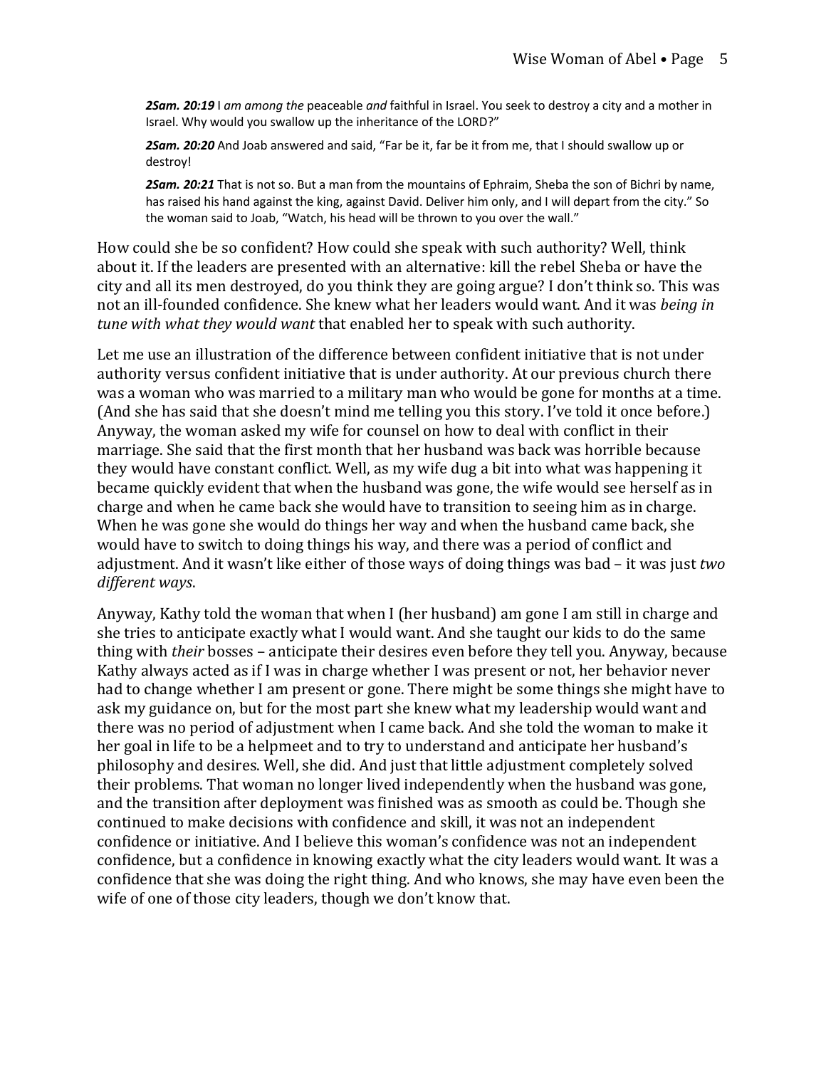***2Sam. 20:19*** I *am among the* peaceable *and* faithful in Israel. You seek to destroy a city and a mother in Israel. Why would you swallow up the inheritance of the LORD?"

***2Sam. 20:20*** And Joab answered and said, "Far be it, far be it from me, that I should swallow up or destroy!

***2Sam. 20:21*** That is not so. But a man from the mountains of Ephraim, Sheba the son of Bichri by name, has raised his hand against the king, against David. Deliver him only, and I will depart from the city." So the woman said to Joab, "Watch, his head will be thrown to you over the wall."

How could she be so confident? How could she speak with such authority? Well, think about it. If the leaders are presented with an alternative: kill the rebel Sheba or have the city and all its men destroyed, do you think they are going argue? I don't think so. This was not an ill-founded confidence. She knew what her leaders would want. And it was *being in tune with what they would want* that enabled her to speak with such authority.

Let me use an illustration of the difference between confident initiative that is not under authority versus confident initiative that is under authority. At our previous church there was a woman who was married to a military man who would be gone for months at a time. (And she has said that she doesn't mind me telling you this story. I've told it once before.) Anyway, the woman asked my wife for counsel on how to deal with conflict in their marriage. She said that the first month that her husband was back was horrible because they would have constant conflict. Well, as my wife dug a bit into what was happening it became quickly evident that when the husband was gone, the wife would see herself as in charge and when he came back she would have to transition to seeing him as in charge. When he was gone she would do things her way and when the husband came back, she would have to switch to doing things his way, and there was a period of conflict and adjustment. And it wasn't like either of those ways of doing things was bad – it was just *two different ways*.

Anyway, Kathy told the woman that when I (her husband) am gone I am still in charge and she tries to anticipate exactly what I would want. And she taught our kids to do the same thing with *their* bosses – anticipate their desires even before they tell you. Anyway, because Kathy always acted as if I was in charge whether I was present or not, her behavior never had to change whether I am present or gone. There might be some things she might have to ask my guidance on, but for the most part she knew what my leadership would want and there was no period of adjustment when I came back. And she told the woman to make it her goal in life to be a helpmeet and to try to understand and anticipate her husband's philosophy and desires. Well, she did. And just that little adjustment completely solved their problems. That woman no longer lived independently when the husband was gone, and the transition after deployment was finished was as smooth as could be. Though she continued to make decisions with confidence and skill, it was not an independent confidence or initiative. And I believe this woman's confidence was not an independent confidence, but a confidence in knowing exactly what the city leaders would want. It was a confidence that she was doing the right thing. And who knows, she may have even been the wife of one of those city leaders, though we don't know that.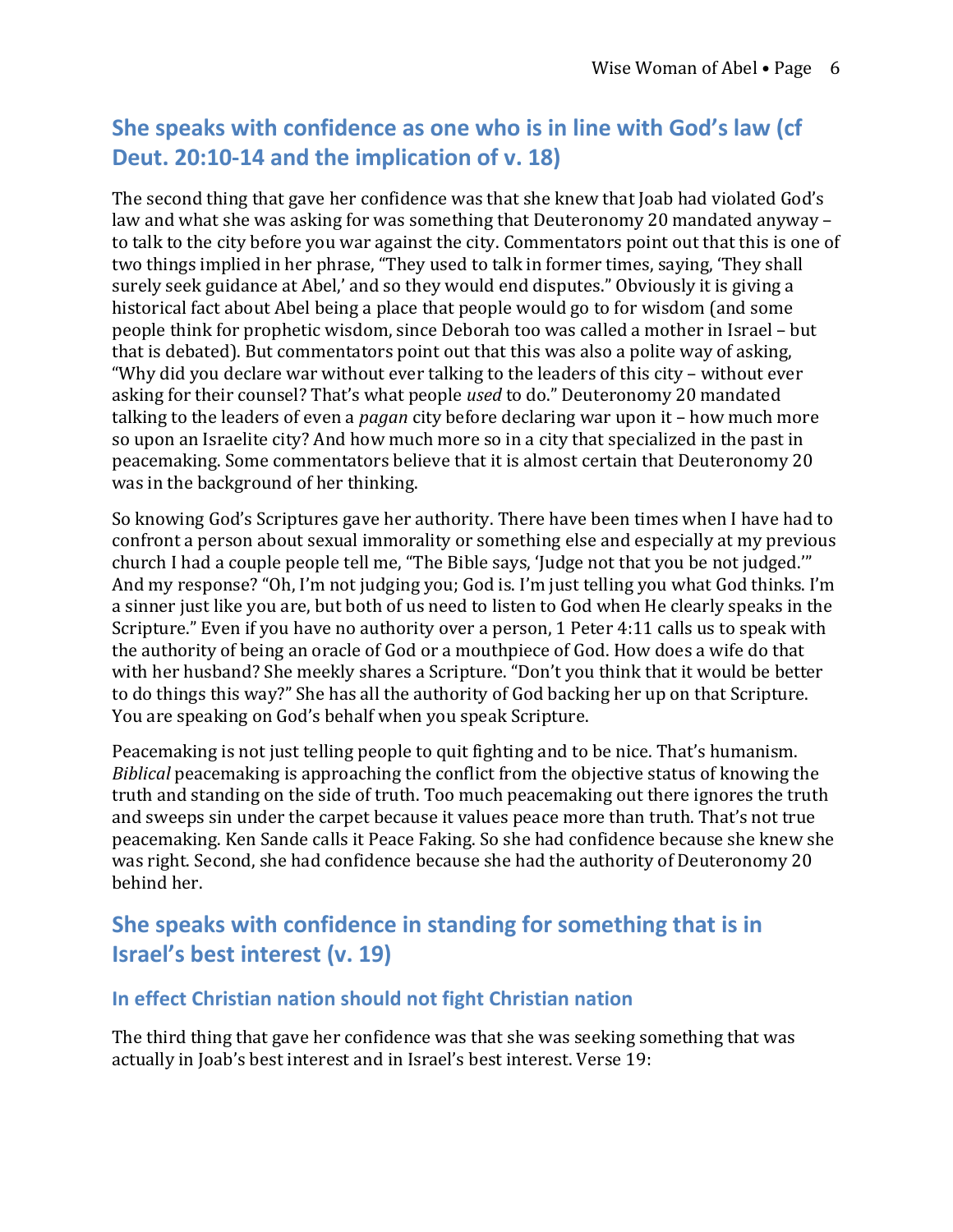## She speaks with confidence as one who is in line with God's law (cf Deut. 20:10-14 and the implication of v. 18)

The second thing that gave her confidence was that she knew that Joab had violated God's law and what she was asking for was something that Deuteronomy 20 mandated anyway – to talk to the city before you war against the city. Commentators point out that this is one of two things implied in her phrase, "They used to talk in former times, saying, 'They shall surely seek guidance at Abel,' and so they would end disputes." Obviously it is giving a historical fact about Abel being a place that people would go to for wisdom (and some people think for prophetic wisdom, since Deborah too was called a mother in Israel – but that is debated). But commentators point out that this was also a polite way of asking, "Why did you declare war without ever talking to the leaders of this city – without ever asking for their counsel? That's what people *used* to do." Deuteronomy 20 mandated talking to the leaders of even a *pagan* city before declaring war upon it – how much more so upon an Israelite city? And how much more so in a city that specialized in the past in peacemaking. Some commentators believe that it is almost certain that Deuteronomy 20 was in the background of her thinking.

So knowing God's Scriptures gave her authority. There have been times when I have had to confront a person about sexual immorality or something else and especially at my previous church I had a couple people tell me, "The Bible says, 'Judge not that you be not judged.'" And my response? "Oh, I'm not judging you; God is. I'm just telling you what God thinks. I'm a sinner just like you are, but both of us need to listen to God when He clearly speaks in the Scripture." Even if you have no authority over a person, 1 Peter 4:11 calls us to speak with the authority of being an oracle of God or a mouthpiece of God. How does a wife do that with her husband? She meekly shares a Scripture. "Don't you think that it would be better to do things this way?" She has all the authority of God backing her up on that Scripture. You are speaking on God's behalf when you speak Scripture.

Peacemaking is not just telling people to quit fighting and to be nice. That's humanism. *Biblical* peacemaking is approaching the conflict from the objective status of knowing the truth and standing on the side of truth. Too much peacemaking out there ignores the truth and sweeps sin under the carpet because it values peace more than truth. That's not true peacemaking. Ken Sande calls it Peace Faking. So she had confidence because she knew she was right. Second, she had confidence because she had the authority of Deuteronomy 20 behind her.

## She speaks with confidence in standing for something that is in Israel's best interest (v. 19)

### In effect Christian nation should not fight Christian nation

The third thing that gave her confidence was that she was seeking something that was actually in Joab's best interest and in Israel's best interest. Verse 19: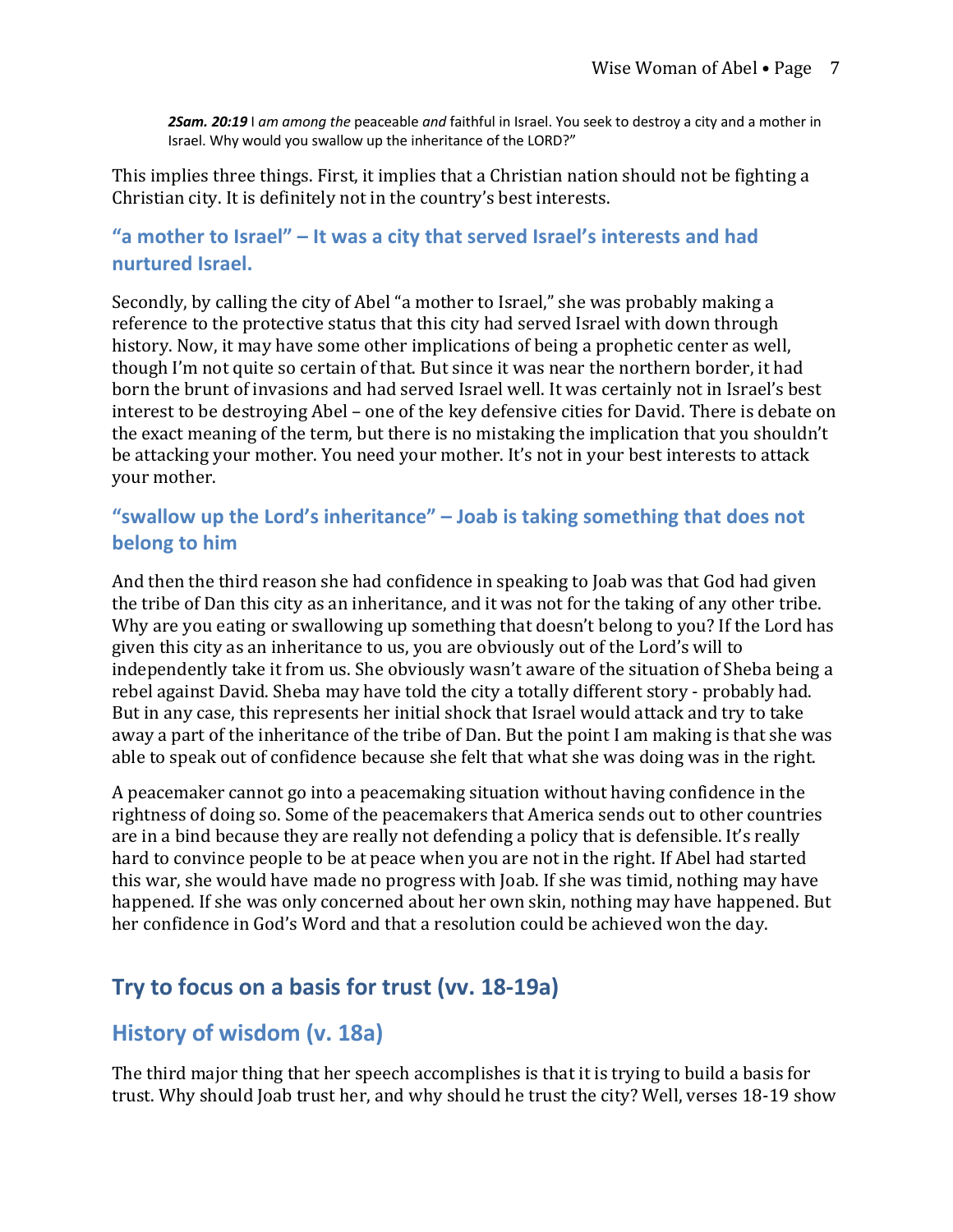> ***2Sam. 20:19*** I *am among the* peaceable *and* faithful in Israel. You seek to destroy a city and a mother in Israel. Why would you swallow up the inheritance of the LORD?"

This implies three things. First, it implies that a Christian nation should not be fighting a Christian city. It is definitely not in the country's best interests.

### "a mother to Israel" – It was a city that served Israel's interests and had nurtured Israel.

Secondly, by calling the city of Abel "a mother to Israel," she was probably making a reference to the protective status that this city had served Israel with down through history. Now, it may have some other implications of being a prophetic center as well, though I'm not quite so certain of that. But since it was near the northern border, it had born the brunt of invasions and had served Israel well. It was certainly not in Israel's best interest to be destroying Abel – one of the key defensive cities for David. There is debate on the exact meaning of the term, but there is no mistaking the implication that you shouldn't be attacking your mother. You need your mother. It's not in your best interests to attack your mother.

### "swallow up the Lord's inheritance" – Joab is taking something that does not belong to him

And then the third reason she had confidence in speaking to Joab was that God had given the tribe of Dan this city as an inheritance, and it was not for the taking of any other tribe. Why are you eating or swallowing up something that doesn't belong to you? If the Lord has given this city as an inheritance to us, you are obviously out of the Lord's will to independently take it from us. She obviously wasn't aware of the situation of Sheba being a rebel against David. Sheba may have told the city a totally different story - probably had. But in any case, this represents her initial shock that Israel would attack and try to take away a part of the inheritance of the tribe of Dan. But the point I am making is that she was able to speak out of confidence because she felt that what she was doing was in the right.

A peacemaker cannot go into a peacemaking situation without having confidence in the rightness of doing so. Some of the peacemakers that America sends out to other countries are in a bind because they are really not defending a policy that is defensible. It's really hard to convince people to be at peace when you are not in the right. If Abel had started this war, she would have made no progress with Joab. If she was timid, nothing may have happened. If she was only concerned about her own skin, nothing may have happened. But her confidence in God's Word and that a resolution could be achieved won the day.

## Try to focus on a basis for trust (vv. 18-19a)

## History of wisdom (v. 18a)

The third major thing that her speech accomplishes is that it is trying to build a basis for trust. Why should Joab trust her, and why should he trust the city? Well, verses 18-19 show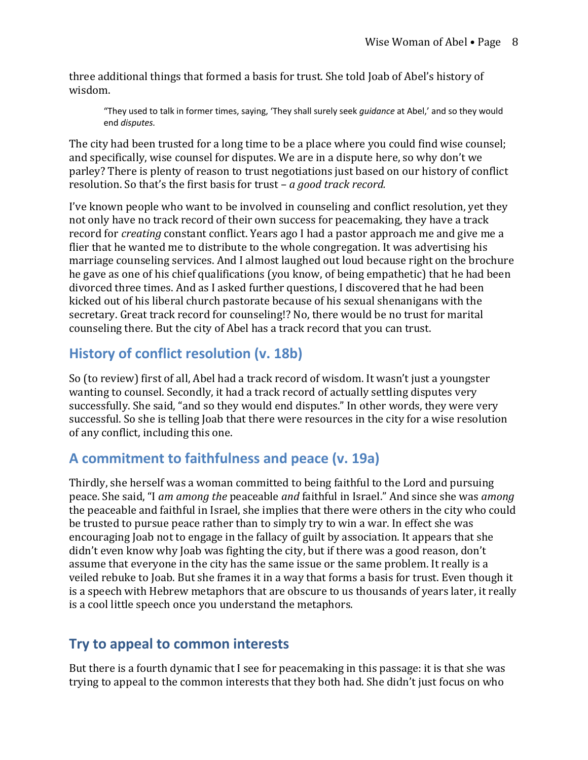three additional things that formed a basis for trust. She told Joab of Abel's history of wisdom.

> "They used to talk in former times, saying, 'They shall surely seek *guidance* at Abel,' and so they would end *disputes.*

The city had been trusted for a long time to be a place where you could find wise counsel; and specifically, wise counsel for disputes. We are in a dispute here, so why don't we parley? There is plenty of reason to trust negotiations just based on our history of conflict resolution. So that's the first basis for trust – *a good track record.*

I've known people who want to be involved in counseling and conflict resolution, yet they not only have no track record of their own success for peacemaking, they have a track record for *creating* constant conflict. Years ago I had a pastor approach me and give me a flier that he wanted me to distribute to the whole congregation. It was advertising his marriage counseling services. And I almost laughed out loud because right on the brochure he gave as one of his chief qualifications (you know, of being empathetic) that he had been divorced three times. And as I asked further questions, I discovered that he had been kicked out of his liberal church pastorate because of his sexual shenanigans with the secretary. Great track record for counseling!? No, there would be no trust for marital counseling there. But the city of Abel has a track record that you can trust.

## History of conflict resolution (v. 18b)

So (to review) first of all, Abel had a track record of wisdom. It wasn't just a youngster wanting to counsel. Secondly, it had a track record of actually settling disputes very successfully. She said, "and so they would end disputes." In other words, they were very successful. So she is telling Joab that there were resources in the city for a wise resolution of any conflict, including this one.

## A commitment to faithfulness and peace (v. 19a)

Thirdly, she herself was a woman committed to being faithful to the Lord and pursuing peace. She said, "I *am among the* peaceable *and* faithful in Israel." And since she was *among* the peaceable and faithful in Israel, she implies that there were others in the city who could be trusted to pursue peace rather than to simply try to win a war. In effect she was encouraging Joab not to engage in the fallacy of guilt by association. It appears that she didn't even know why Joab was fighting the city, but if there was a good reason, don't assume that everyone in the city has the same issue or the same problem. It really is a veiled rebuke to Joab. But she frames it in a way that forms a basis for trust. Even though it is a speech with Hebrew metaphors that are obscure to us thousands of years later, it really is a cool little speech once you understand the metaphors.

## Try to appeal to common interests

But there is a fourth dynamic that I see for peacemaking in this passage: it is that she was trying to appeal to the common interests that they both had. She didn't just focus on who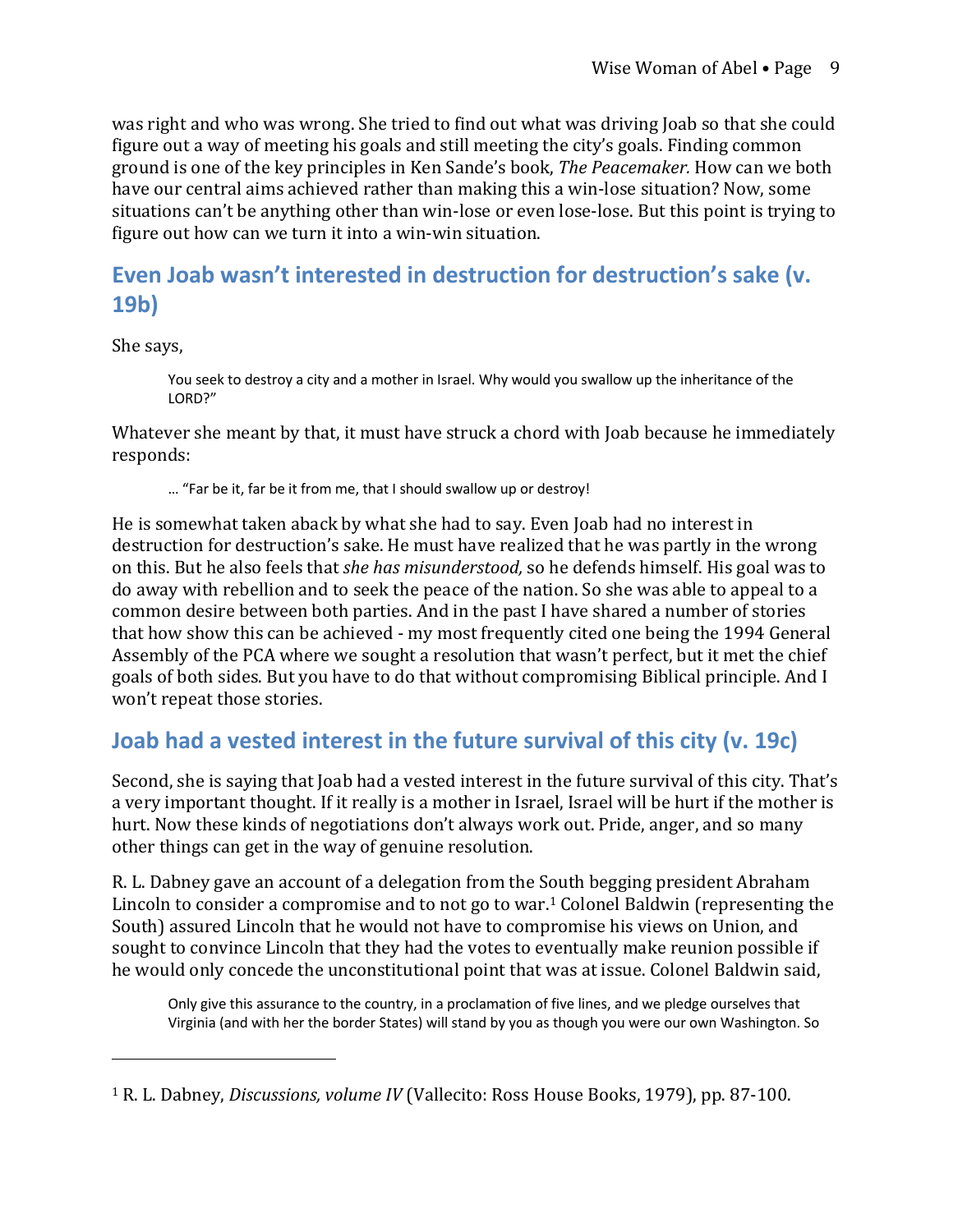was right and who was wrong. She tried to find out what was driving Joab so that she could figure out a way of meeting his goals and still meeting the city's goals. Finding common ground is one of the key principles in Ken Sande's book, *The Peacemaker.* How can we both have our central aims achieved rather than making this a win-lose situation? Now, some situations can't be anything other than win-lose or even lose-lose. But this point is trying to figure out how can we turn it into a win-win situation.

## Even Joab wasn't interested in destruction for destruction's sake (v. 19b)

She says,

> You seek to destroy a city and a mother in Israel. Why would you swallow up the inheritance of the LORD?"

Whatever she meant by that, it must have struck a chord with Joab because he immediately responds:

> … "Far be it, far be it from me, that I should swallow up or destroy!

He is somewhat taken aback by what she had to say. Even Joab had no interest in destruction for destruction's sake. He must have realized that he was partly in the wrong on this. But he also feels that *she has misunderstood,* so he defends himself. His goal was to do away with rebellion and to seek the peace of the nation. So she was able to appeal to a common desire between both parties. And in the past I have shared a number of stories that how show this can be achieved - my most frequently cited one being the 1994 General Assembly of the PCA where we sought a resolution that wasn't perfect, but it met the chief goals of both sides. But you have to do that without compromising Biblical principle. And I won't repeat those stories.

## Joab had a vested interest in the future survival of this city (v. 19c)

Second, she is saying that Joab had a vested interest in the future survival of this city. That's a very important thought. If it really is a mother in Israel, Israel will be hurt if the mother is hurt. Now these kinds of negotiations don't always work out. Pride, anger, and so many other things can get in the way of genuine resolution.

R. L. Dabney gave an account of a delegation from the South begging president Abraham Lincoln to consider a compromise and to not go to war.[1] Colonel Baldwin (representing the South) assured Lincoln that he would not have to compromise his views on Union, and sought to convince Lincoln that they had the votes to eventually make reunion possible if he would only concede the unconstitutional point that was at issue. Colonel Baldwin said,

> Only give this assurance to the country, in a proclamation of five lines, and we pledge ourselves that Virginia (and with her the border States) will stand by you as though you were our own Washington. So

---

[1] R. L. Dabney, *Discussions, volume IV* (Vallecito: Ross House Books, 1979), pp. 87-100.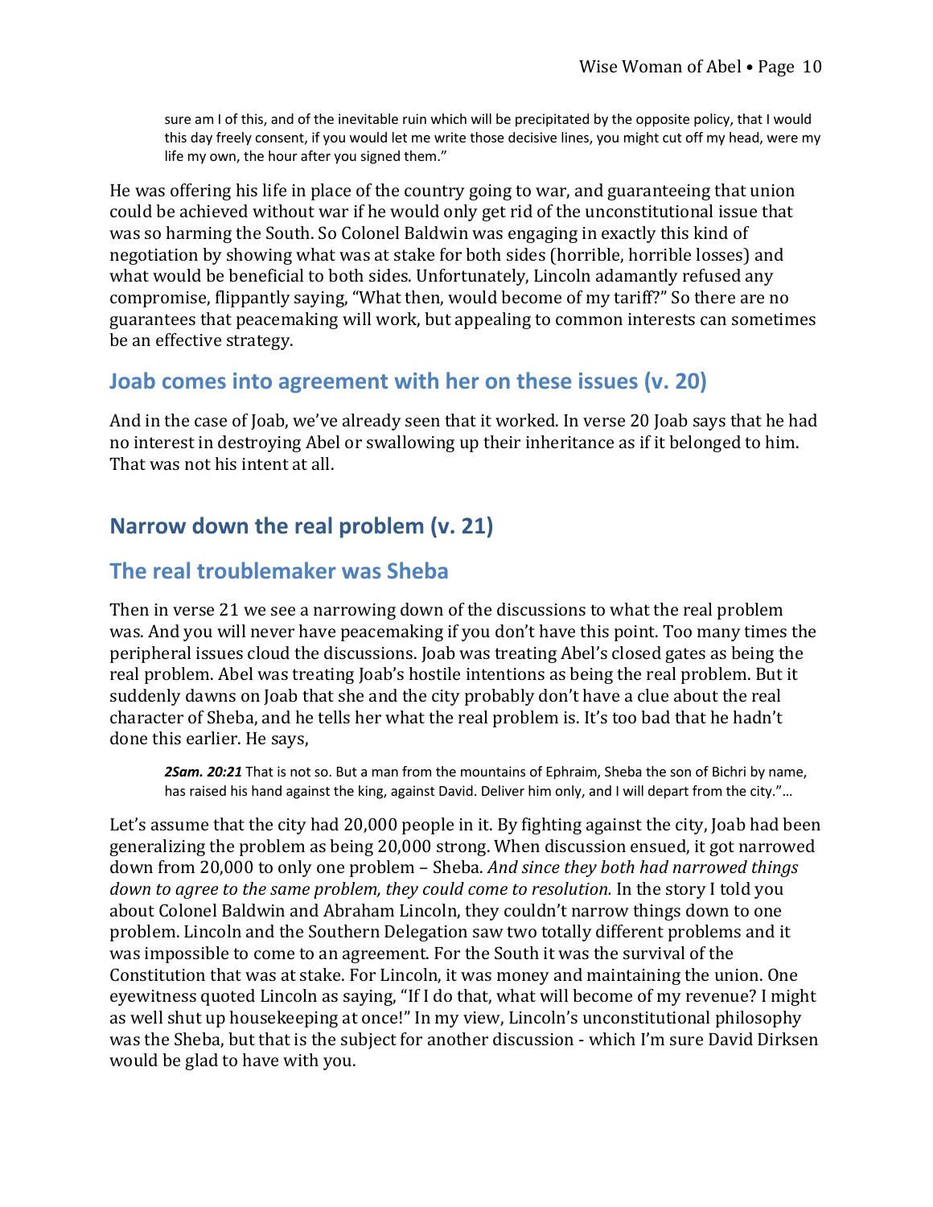> sure am I of this, and of the inevitable ruin which will be precipitated by the opposite policy, that I would this day freely consent, if you would let me write those decisive lines, you might cut off my head, were my life my own, the hour after you signed them."

He was offering his life in place of the country going to war, and guaranteeing that union could be achieved without war if he would only get rid of the unconstitutional issue that was so harming the South. So Colonel Baldwin was engaging in exactly this kind of negotiation by showing what was at stake for both sides (horrible, horrible losses) and what would be beneficial to both sides. Unfortunately, Lincoln adamantly refused any compromise, flippantly saying, "What then, would become of my tariff?" So there are no guarantees that peacemaking will work, but appealing to common interests can sometimes be an effective strategy.

### Joab comes into agreement with her on these issues (v. 20)

And in the case of Joab, we've already seen that it worked. In verse 20 Joab says that he had no interest in destroying Abel or swallowing up their inheritance as if it belonged to him. That was not his intent at all.

## Narrow down the real problem (v. 21)

### The real troublemaker was Sheba

Then in verse 21 we see a narrowing down of the discussions to what the real problem was. And you will never have peacemaking if you don't have this point. Too many times the peripheral issues cloud the discussions. Joab was treating Abel's closed gates as being the real problem. Abel was treating Joab's hostile intentions as being the real problem. But it suddenly dawns on Joab that she and the city probably don't have a clue about the real character of Sheba, and he tells her what the real problem is. It's too bad that he hadn't done this earlier. He says,

> ***2Sam. 20:21*** That is not so. But a man from the mountains of Ephraim, Sheba the son of Bichri by name, has raised his hand against the king, against David. Deliver him only, and I will depart from the city."…

Let's assume that the city had 20,000 people in it. By fighting against the city, Joab had been generalizing the problem as being 20,000 strong. When discussion ensued, it got narrowed down from 20,000 to only one problem – Sheba. *And since they both had narrowed things down to agree to the same problem, they could come to resolution.* In the story I told you about Colonel Baldwin and Abraham Lincoln, they couldn't narrow things down to one problem. Lincoln and the Southern Delegation saw two totally different problems and it was impossible to come to an agreement. For the South it was the survival of the Constitution that was at stake. For Lincoln, it was money and maintaining the union. One eyewitness quoted Lincoln as saying, "If I do that, what will become of my revenue? I might as well shut up housekeeping at once!" In my view, Lincoln's unconstitutional philosophy was the Sheba, but that is the subject for another discussion - which I'm sure David Dirksen would be glad to have with you.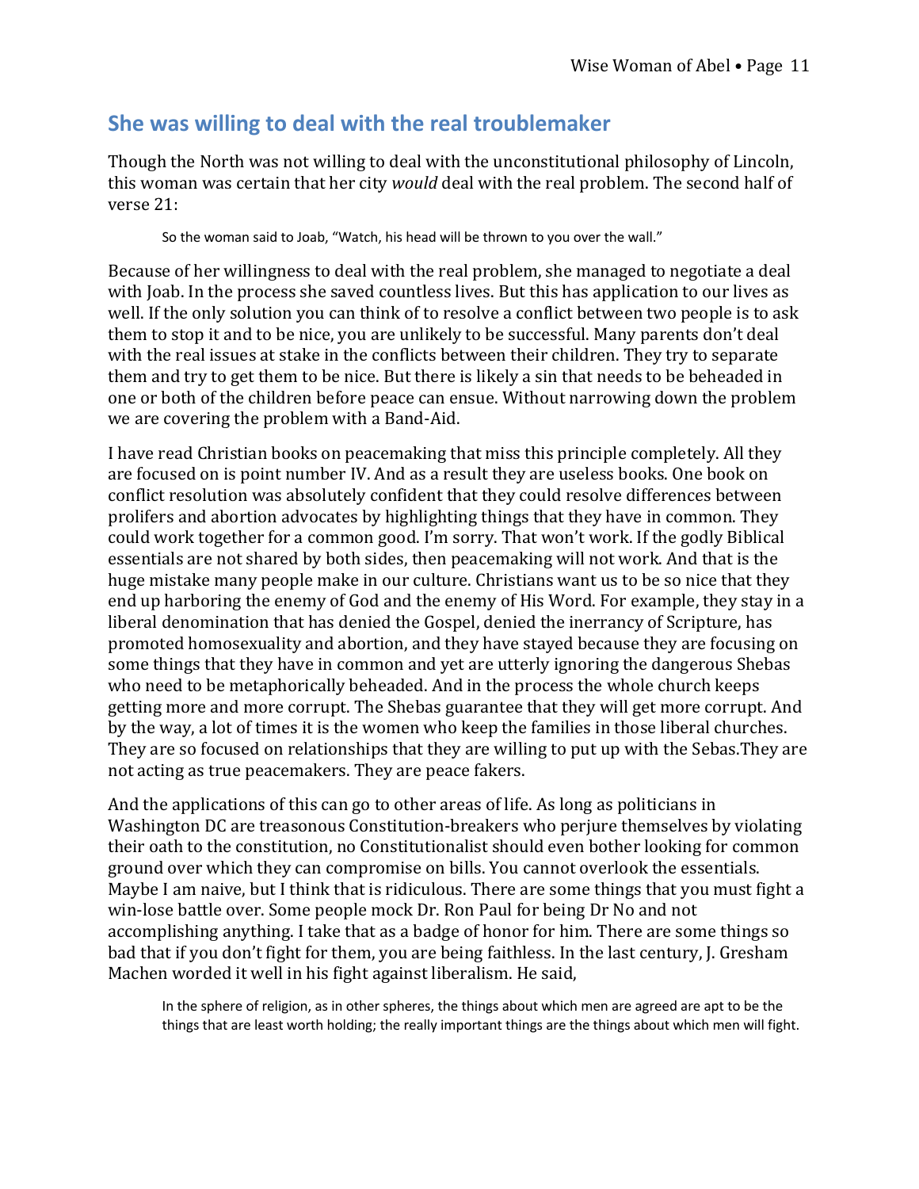## She was willing to deal with the real troublemaker

Though the North was not willing to deal with the unconstitutional philosophy of Lincoln, this woman was certain that her city *would* deal with the real problem. The second half of verse 21:

> So the woman said to Joab, "Watch, his head will be thrown to you over the wall."

Because of her willingness to deal with the real problem, she managed to negotiate a deal with Joab. In the process she saved countless lives. But this has application to our lives as well. If the only solution you can think of to resolve a conflict between two people is to ask them to stop it and to be nice, you are unlikely to be successful. Many parents don't deal with the real issues at stake in the conflicts between their children. They try to separate them and try to get them to be nice. But there is likely a sin that needs to be beheaded in one or both of the children before peace can ensue. Without narrowing down the problem we are covering the problem with a Band-Aid.

I have read Christian books on peacemaking that miss this principle completely. All they are focused on is point number IV. And as a result they are useless books. One book on conflict resolution was absolutely confident that they could resolve differences between prolifers and abortion advocates by highlighting things that they have in common. They could work together for a common good. I'm sorry. That won't work. If the godly Biblical essentials are not shared by both sides, then peacemaking will not work. And that is the huge mistake many people make in our culture. Christians want us to be so nice that they end up harboring the enemy of God and the enemy of His Word. For example, they stay in a liberal denomination that has denied the Gospel, denied the inerrancy of Scripture, has promoted homosexuality and abortion, and they have stayed because they are focusing on some things that they have in common and yet are utterly ignoring the dangerous Shebas who need to be metaphorically beheaded. And in the process the whole church keeps getting more and more corrupt. The Shebas guarantee that they will get more corrupt. And by the way, a lot of times it is the women who keep the families in those liberal churches. They are so focused on relationships that they are willing to put up with the Sebas.They are not acting as true peacemakers. They are peace fakers.

And the applications of this can go to other areas of life. As long as politicians in Washington DC are treasonous Constitution-breakers who perjure themselves by violating their oath to the constitution, no Constitutionalist should even bother looking for common ground over which they can compromise on bills. You cannot overlook the essentials. Maybe I am naive, but I think that is ridiculous. There are some things that you must fight a win-lose battle over. Some people mock Dr. Ron Paul for being Dr No and not accomplishing anything. I take that as a badge of honor for him. There are some things so bad that if you don't fight for them, you are being faithless. In the last century, J. Gresham Machen worded it well in his fight against liberalism. He said,

> In the sphere of religion, as in other spheres, the things about which men are agreed are apt to be the things that are least worth holding; the really important things are the things about which men will fight.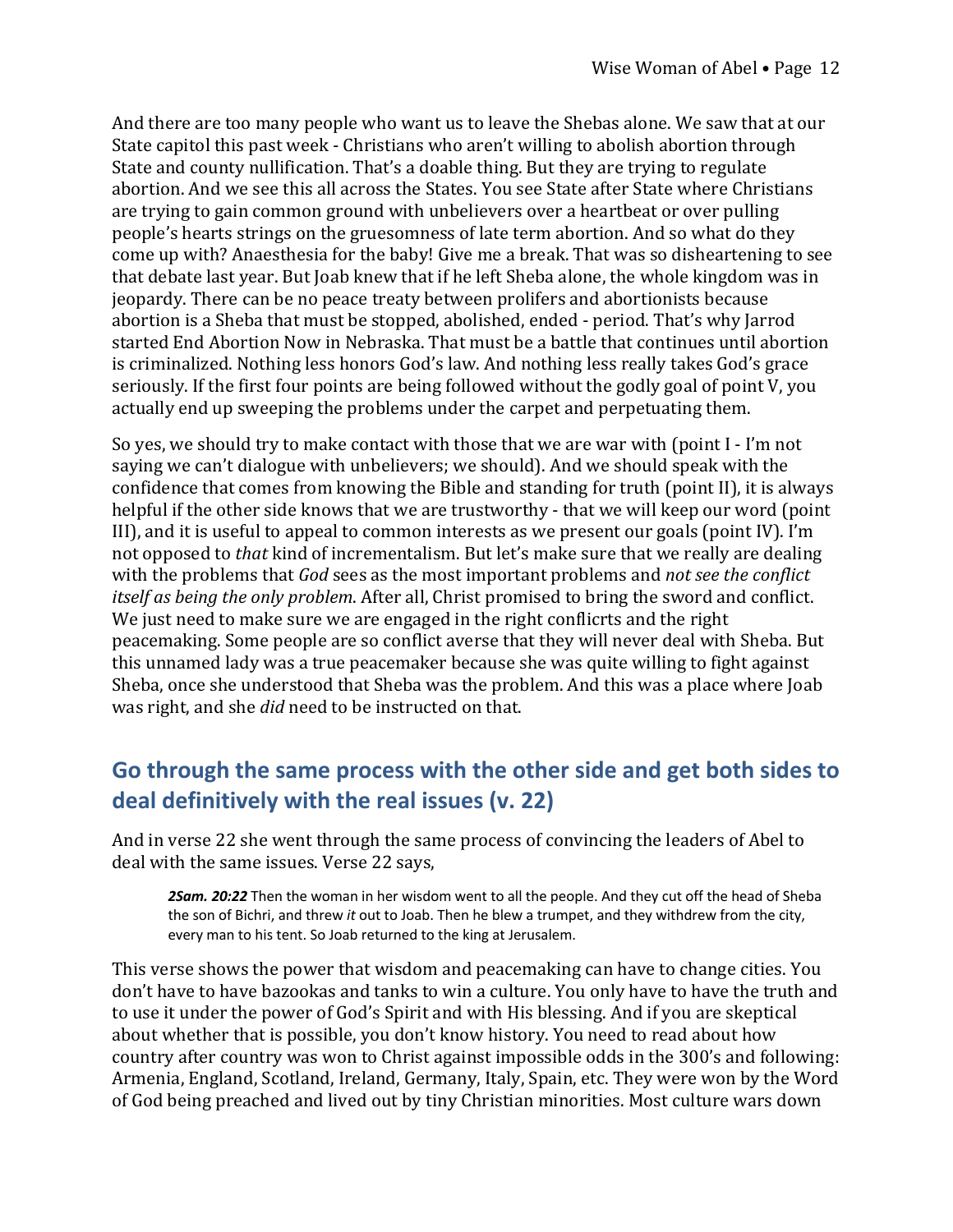And there are too many people who want us to leave the Shebas alone. We saw that at our State capitol this past week - Christians who aren't willing to abolish abortion through State and county nullification. That's a doable thing. But they are trying to regulate abortion. And we see this all across the States. You see State after State where Christians are trying to gain common ground with unbelievers over a heartbeat or over pulling people's hearts strings on the gruesomness of late term abortion. And so what do they come up with? Anaesthesia for the baby! Give me a break. That was so disheartening to see that debate last year. But Joab knew that if he left Sheba alone, the whole kingdom was in jeopardy. There can be no peace treaty between prolifers and abortionists because abortion is a Sheba that must be stopped, abolished, ended - period. That's why Jarrod started End Abortion Now in Nebraska. That must be a battle that continues until abortion is criminalized. Nothing less honors God's law. And nothing less really takes God's grace seriously. If the first four points are being followed without the godly goal of point V, you actually end up sweeping the problems under the carpet and perpetuating them.

So yes, we should try to make contact with those that we are war with (point I - I'm not saying we can't dialogue with unbelievers; we should). And we should speak with the confidence that comes from knowing the Bible and standing for truth (point II), it is always helpful if the other side knows that we are trustworthy - that we will keep our word (point III), and it is useful to appeal to common interests as we present our goals (point IV). I'm not opposed to *that* kind of incrementalism. But let's make sure that we really are dealing with the problems that *God* sees as the most important problems and *not see the conflict itself as being the only problem*. After all, Christ promised to bring the sword and conflict. We just need to make sure we are engaged in the right conflicrts and the right peacemaking. Some people are so conflict averse that they will never deal with Sheba. But this unnamed lady was a true peacemaker because she was quite willing to fight against Sheba, once she understood that Sheba was the problem. And this was a place where Joab was right, and she *did* need to be instructed on that.

## Go through the same process with the other side and get both sides to deal definitively with the real issues (v. 22)

And in verse 22 she went through the same process of convincing the leaders of Abel to deal with the same issues. Verse 22 says,

> ***2Sam. 20:22*** Then the woman in her wisdom went to all the people. And they cut off the head of Sheba the son of Bichri, and threw *it* out to Joab. Then he blew a trumpet, and they withdrew from the city, every man to his tent. So Joab returned to the king at Jerusalem.

This verse shows the power that wisdom and peacemaking can have to change cities. You don't have to have bazookas and tanks to win a culture. You only have to have the truth and to use it under the power of God's Spirit and with His blessing. And if you are skeptical about whether that is possible, you don't know history. You need to read about how country after country was won to Christ against impossible odds in the 300's and following: Armenia, England, Scotland, Ireland, Germany, Italy, Spain, etc. They were won by the Word of God being preached and lived out by tiny Christian minorities. Most culture wars down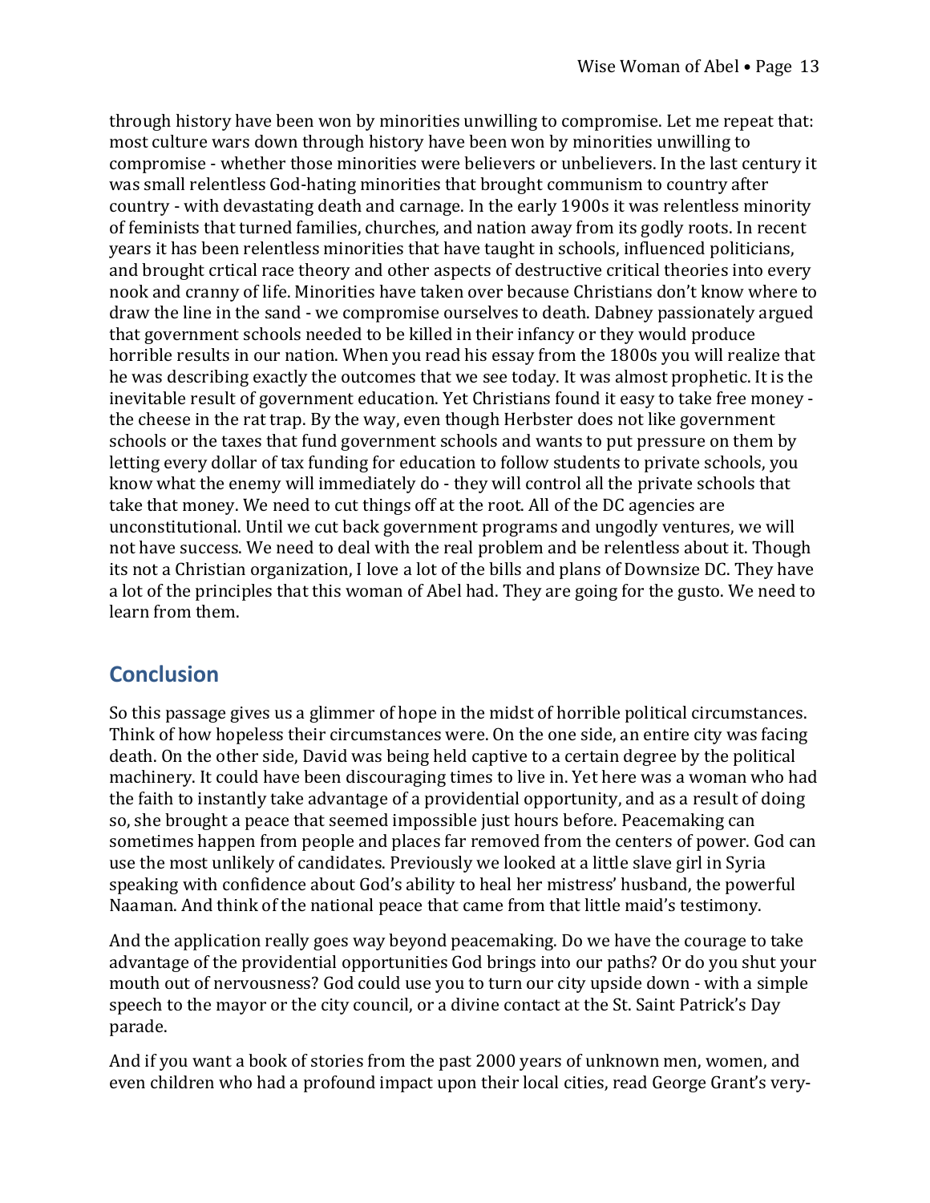through history have been won by minorities unwilling to compromise. Let me repeat that: most culture wars down through history have been won by minorities unwilling to compromise - whether those minorities were believers or unbelievers. In the last century it was small relentless God-hating minorities that brought communism to country after country - with devastating death and carnage. In the early 1900s it was relentless minority of feminists that turned families, churches, and nation away from its godly roots. In recent years it has been relentless minorities that have taught in schools, influenced politicians, and brought crtical race theory and other aspects of destructive critical theories into every nook and cranny of life. Minorities have taken over because Christians don't know where to draw the line in the sand - we compromise ourselves to death. Dabney passionately argued that government schools needed to be killed in their infancy or they would produce horrible results in our nation. When you read his essay from the 1800s you will realize that he was describing exactly the outcomes that we see today. It was almost prophetic. It is the inevitable result of government education. Yet Christians found it easy to take free money - the cheese in the rat trap. By the way, even though Herbster does not like government schools or the taxes that fund government schools and wants to put pressure on them by letting every dollar of tax funding for education to follow students to private schools, you know what the enemy will immediately do - they will control all the private schools that take that money. We need to cut things off at the root. All of the DC agencies are unconstitutional. Until we cut back government programs and ungodly ventures, we will not have success. We need to deal with the real problem and be relentless about it. Though its not a Christian organization, I love a lot of the bills and plans of Downsize DC. They have a lot of the principles that this woman of Abel had. They are going for the gusto. We need to learn from them.

## Conclusion

So this passage gives us a glimmer of hope in the midst of horrible political circumstances. Think of how hopeless their circumstances were. On the one side, an entire city was facing death. On the other side, David was being held captive to a certain degree by the political machinery. It could have been discouraging times to live in. Yet here was a woman who had the faith to instantly take advantage of a providential opportunity, and as a result of doing so, she brought a peace that seemed impossible just hours before. Peacemaking can sometimes happen from people and places far removed from the centers of power. God can use the most unlikely of candidates. Previously we looked at a little slave girl in Syria speaking with confidence about God's ability to heal her mistress' husband, the powerful Naaman. And think of the national peace that came from that little maid's testimony.

And the application really goes way beyond peacemaking. Do we have the courage to take advantage of the providential opportunities God brings into our paths? Or do you shut your mouth out of nervousness? God could use you to turn our city upside down - with a simple speech to the mayor or the city council, or a divine contact at the St. Saint Patrick's Day parade.

And if you want a book of stories from the past 2000 years of unknown men, women, and even children who had a profound impact upon their local cities, read George Grant's very-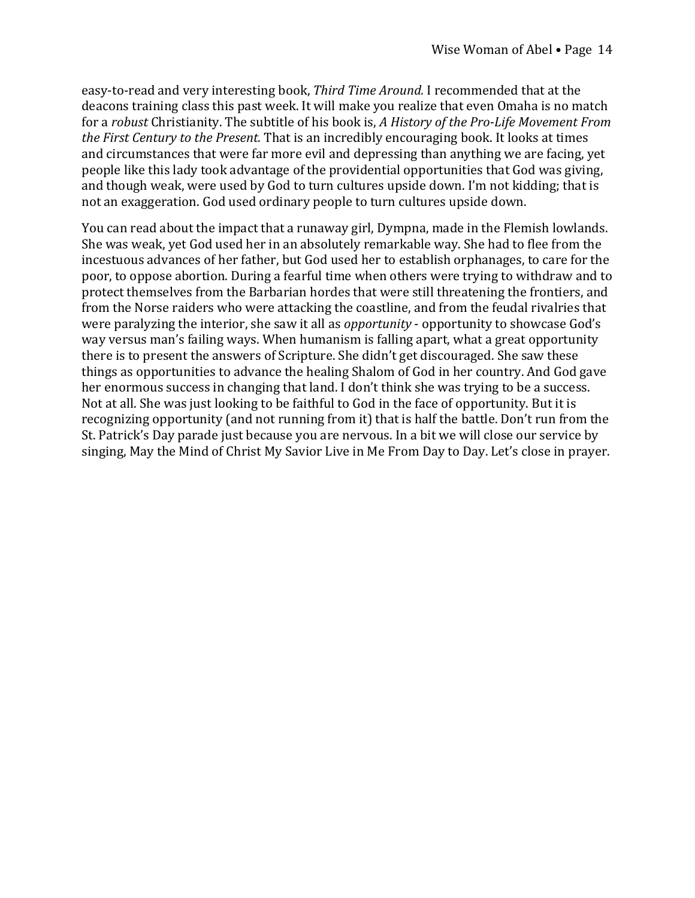easy-to-read and very interesting book, *Third Time Around.* I recommended that at the deacons training class this past week. It will make you realize that even Omaha is no match for a *robust* Christianity. The subtitle of his book is, *A History of the Pro-Life Movement From the First Century to the Present.* That is an incredibly encouraging book. It looks at times and circumstances that were far more evil and depressing than anything we are facing, yet people like this lady took advantage of the providential opportunities that God was giving, and though weak, were used by God to turn cultures upside down. I'm not kidding; that is not an exaggeration. God used ordinary people to turn cultures upside down.

You can read about the impact that a runaway girl, Dympna, made in the Flemish lowlands. She was weak, yet God used her in an absolutely remarkable way. She had to flee from the incestuous advances of her father, but God used her to establish orphanages, to care for the poor, to oppose abortion. During a fearful time when others were trying to withdraw and to protect themselves from the Barbarian hordes that were still threatening the frontiers, and from the Norse raiders who were attacking the coastline, and from the feudal rivalries that were paralyzing the interior, she saw it all as *opportunity* - opportunity to showcase God's way versus man's failing ways. When humanism is falling apart, what a great opportunity there is to present the answers of Scripture. She didn't get discouraged. She saw these things as opportunities to advance the healing Shalom of God in her country. And God gave her enormous success in changing that land. I don't think she was trying to be a success. Not at all. She was just looking to be faithful to God in the face of opportunity. But it is recognizing opportunity (and not running from it) that is half the battle. Don't run from the St. Patrick's Day parade just because you are nervous. In a bit we will close our service by singing, May the Mind of Christ My Savior Live in Me From Day to Day. Let's close in prayer.